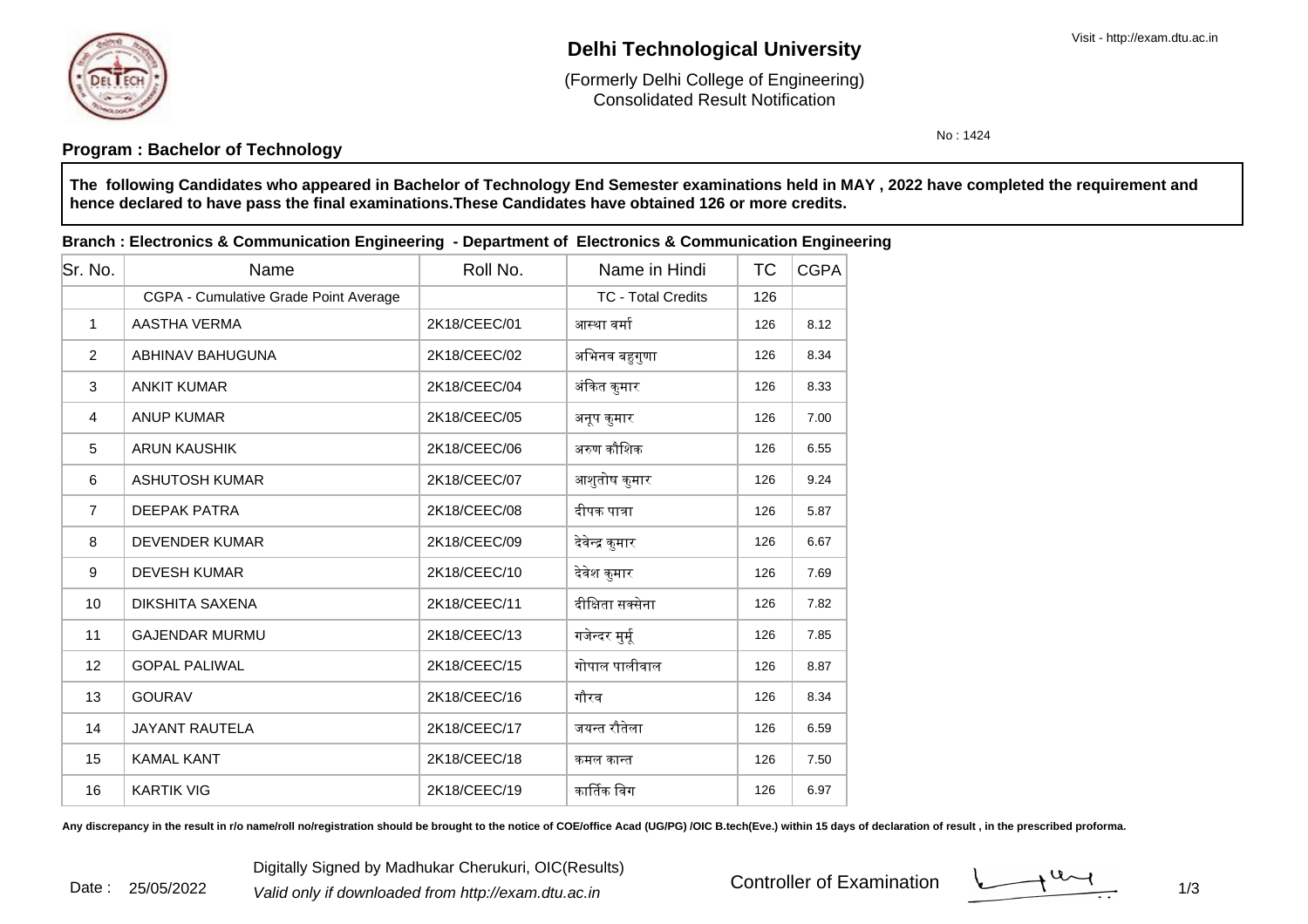# Delhi Technological University

(Formerly Delhi College of Engineering)
Consolidated Result Notification

Visit - http://exam.dtu.ac.in

No : 1424

**Program : Bachelor of Technology**

**The following Candidates who appeared in Bachelor of Technology End Semester examinations held in MAY , 2022 have completed the requirement and hence declared to have pass the final examinations.These Candidates have obtained 126 or more credits.**

**Branch : Electronics & Communication Engineering - Department of Electronics & Communication Engineering**

| Sr. No. | Name | Roll No. | Name in Hindi | TC | CGPA |
|---|---|---|---|---|---|
| | CGPA - Cumulative Grade Point Average | | TC - Total Credits | 126 | |
| 1 | AASTHA VERMA | 2K18/CEEC/01 | आस्था वर्मा | 126 | 8.12 |
| 2 | ABHINAV BAHUGUNA | 2K18/CEEC/02 | अभिनव बहुगुणा | 126 | 8.34 |
| 3 | ANKIT KUMAR | 2K18/CEEC/04 | अंकित कुमार | 126 | 8.33 |
| 4 | ANUP KUMAR | 2K18/CEEC/05 | अनूप कुमार | 126 | 7.00 |
| 5 | ARUN KAUSHIK | 2K18/CEEC/06 | अरुण कौशिक | 126 | 6.55 |
| 6 | ASHUTOSH KUMAR | 2K18/CEEC/07 | आशुतोष कुमार | 126 | 9.24 |
| 7 | DEEPAK PATRA | 2K18/CEEC/08 | दीपक पात्रा | 126 | 5.87 |
| 8 | DEVENDER KUMAR | 2K18/CEEC/09 | देवेन्द्र कुमार | 126 | 6.67 |
| 9 | DEVESH KUMAR | 2K18/CEEC/10 | देवेश कुमार | 126 | 7.69 |
| 10 | DIKSHITA SAXENA | 2K18/CEEC/11 | दीक्षिता सक्सेना | 126 | 7.82 |
| 11 | GAJENDAR MURMU | 2K18/CEEC/13 | गजेन्दर मुर्मू | 126 | 7.85 |
| 12 | GOPAL PALIWAL | 2K18/CEEC/15 | गोपाल पालीवाल | 126 | 8.87 |
| 13 | GOURAV | 2K18/CEEC/16 | गौरव | 126 | 8.34 |
| 14 | JAYANT RAUTELA | 2K18/CEEC/17 | जयन्त रौतेला | 126 | 6.59 |
| 15 | KAMAL KANT | 2K18/CEEC/18 | कमल कान्त | 126 | 7.50 |
| 16 | KARTIK VIG | 2K18/CEEC/19 | कार्तिक विग | 126 | 6.97 |

**Any discrepancy in the result in r/o name/roll no/registration should be brought to the notice of COE/office Acad (UG/PG) /OIC B.tech(Eve.) within 15 days of declaration of result , in the prescribed proforma.**

Date : 25/05/2022

Digitally Signed by Madhukar Cherukuri, OIC(Results)

*Valid only if downloaded from http://exam.dtu.ac.in*

Controller of Examination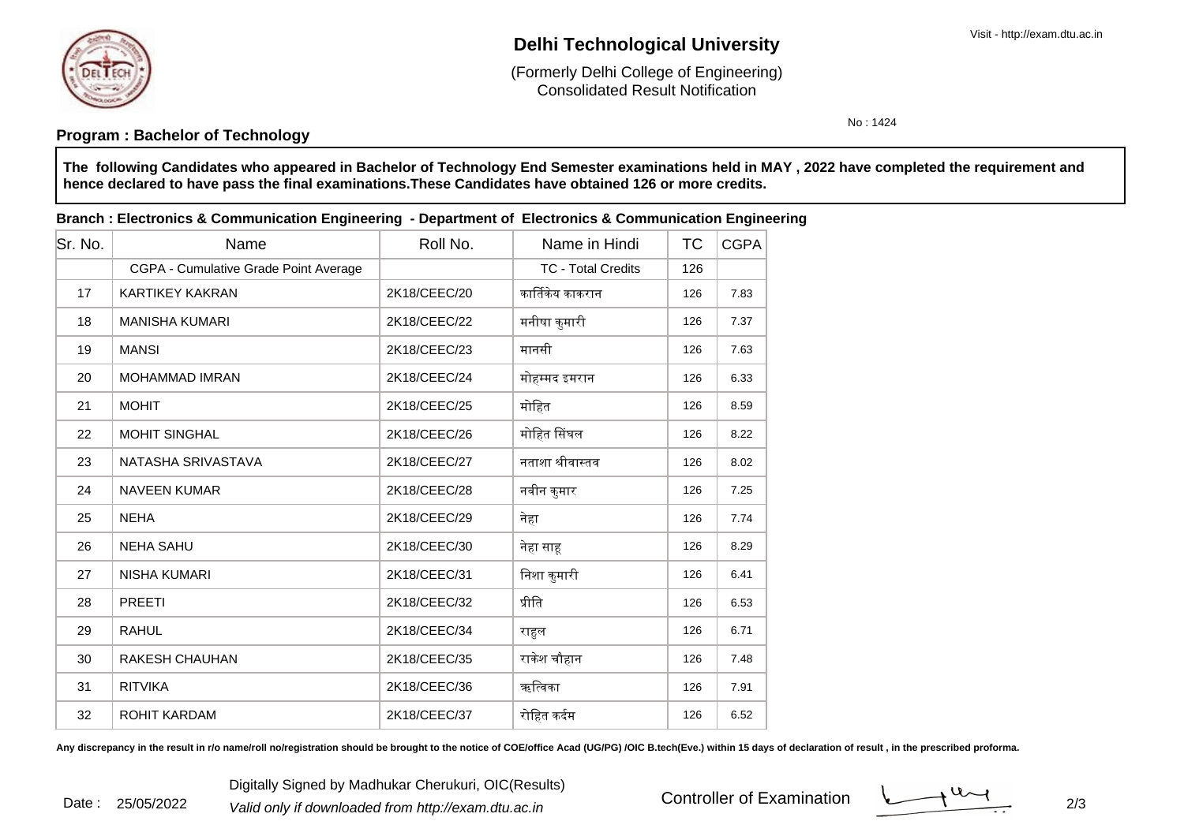# Delhi Technological University

(Formerly Delhi College of Engineering)
Consolidated Result Notification

Visit - http://exam.dtu.ac.in

No : 1424

**Program : Bachelor of Technology**

**The following Candidates who appeared in Bachelor of Technology End Semester examinations held in MAY , 2022 have completed the requirement and hence declared to have pass the final examinations.These Candidates have obtained 126 or more credits.**

**Branch : Electronics & Communication Engineering - Department of Electronics & Communication Engineering**

| Sr. No. | Name | Roll No. | Name in Hindi | TC | CGPA |
|---|---|---|---|---|---|
| | CGPA - Cumulative Grade Point Average | | TC - Total Credits | 126 | |
| 17 | KARTIKEY KAKRAN | 2K18/CEEC/20 | कार्तिकेय काकरान | 126 | 7.83 |
| 18 | MANISHA KUMARI | 2K18/CEEC/22 | मनीषा कुमारी | 126 | 7.37 |
| 19 | MANSI | 2K18/CEEC/23 | मानसी | 126 | 7.63 |
| 20 | MOHAMMAD IMRAN | 2K18/CEEC/24 | मोहम्मद इमरान | 126 | 6.33 |
| 21 | MOHIT | 2K18/CEEC/25 | मोहित | 126 | 8.59 |
| 22 | MOHIT SINGHAL | 2K18/CEEC/26 | मोहित सिंघल | 126 | 8.22 |
| 23 | NATASHA SRIVASTAVA | 2K18/CEEC/27 | नताशा श्रीवास्तव | 126 | 8.02 |
| 24 | NAVEEN KUMAR | 2K18/CEEC/28 | नवीन कुमार | 126 | 7.25 |
| 25 | NEHA | 2K18/CEEC/29 | नेहा | 126 | 7.74 |
| 26 | NEHA SAHU | 2K18/CEEC/30 | नेहा साहू | 126 | 8.29 |
| 27 | NISHA KUMARI | 2K18/CEEC/31 | निशा कुमारी | 126 | 6.41 |
| 28 | PREETI | 2K18/CEEC/32 | प्रीति | 126 | 6.53 |
| 29 | RAHUL | 2K18/CEEC/34 | राहुल | 126 | 6.71 |
| 30 | RAKESH CHAUHAN | 2K18/CEEC/35 | राकेश चौहान | 126 | 7.48 |
| 31 | RITVIKA | 2K18/CEEC/36 | ऋत्विका | 126 | 7.91 |
| 32 | ROHIT KARDAM | 2K18/CEEC/37 | रोहित कर्दम | 126 | 6.52 |

**Any discrepancy in the result in r/o name/roll no/registration should be brought to the notice of COE/office Acad (UG/PG) /OIC B.tech(Eve.) within 15 days of declaration of result , in the prescribed proforma.**

Date : 25/05/2022

Digitally Signed by Madhukar Cherukuri, OIC(Results)

*Valid only if downloaded from http://exam.dtu.ac.in*

Controller of Examination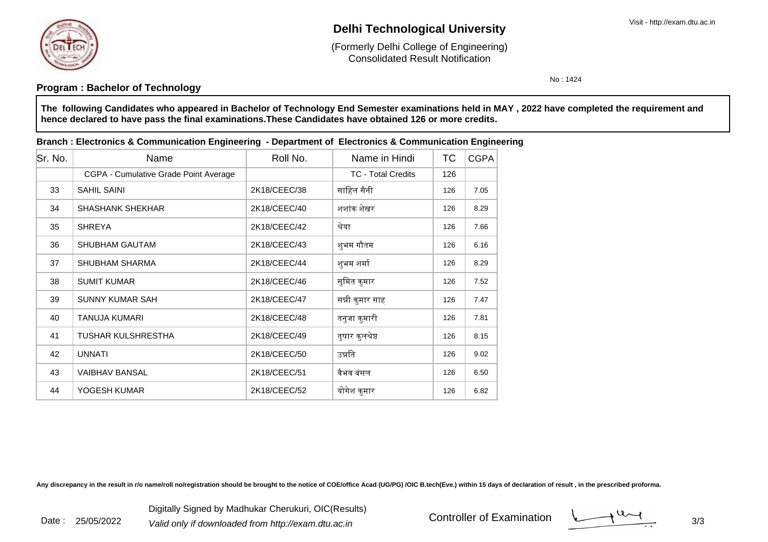# Delhi Technological University

(Formerly Delhi College of Engineering)
Consolidated Result Notification

Visit - http://exam.dtu.ac.in

No : 1424

**Program : Bachelor of Technology**

**The following Candidates who appeared in Bachelor of Technology End Semester examinations held in MAY , 2022 have completed the requirement and hence declared to have pass the final examinations.These Candidates have obtained 126 or more credits.**

**Branch : Electronics & Communication Engineering - Department of Electronics & Communication Engineering**

| Sr. No. | Name | Roll No. | Name in Hindi | TC | CGPA |
|---|---|---|---|---|---|
| | CGPA - Cumulative Grade Point Average | | TC - Total Credits | 126 | |
| 33 | SAHIL SAINI | 2K18/CEEC/38 | साहिल सैनी | 126 | 7.05 |
| 34 | SHASHANK SHEKHAR | 2K18/CEEC/40 | शशांक शेखर | 126 | 8.29 |
| 35 | SHREYA | 2K18/CEEC/42 | श्रेया | 126 | 7.66 |
| 36 | SHUBHAM GAUTAM | 2K18/CEEC/43 | शुभम गौतम | 126 | 6.16 |
| 37 | SHUBHAM SHARMA | 2K18/CEEC/44 | शुभम शर्मा | 126 | 8.29 |
| 38 | SUMIT KUMAR | 2K18/CEEC/46 | सुमित कुमार | 126 | 7.52 |
| 39 | SUNNY KUMAR SAH | 2K18/CEEC/47 | सन्नी कुमार साह | 126 | 7.47 |
| 40 | TANUJA KUMARI | 2K18/CEEC/48 | तनुजा कुमारी | 126 | 7.81 |
| 41 | TUSHAR KULSHRESTHA | 2K18/CEEC/49 | तुषार कुलश्रेष्ठ | 126 | 8.15 |
| 42 | UNNATI | 2K18/CEEC/50 | उन्नति | 126 | 9.02 |
| 43 | VAIBHAV BANSAL | 2K18/CEEC/51 | वैभव बंसल | 126 | 6.50 |
| 44 | YOGESH KUMAR | 2K18/CEEC/52 | योगेश कुमार | 126 | 6.82 |

**Any discrepancy in the result in r/o name/roll no/registration should be brought to the notice of COE/office Acad (UG/PG) /OIC B.tech(Eve.) within 15 days of declaration of result , in the prescribed proforma.**

Date : 25/05/2022

Digitally Signed by Madhukar Cherukuri, OIC(Results)

*Valid only if downloaded from http://exam.dtu.ac.in*

Controller of Examination